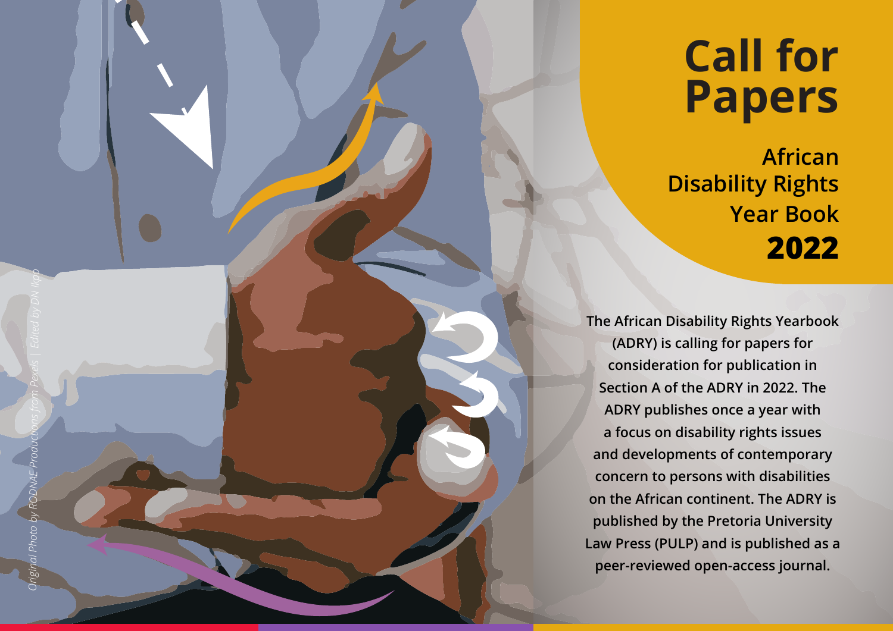# Call for Papers

## African Disability Rights Year Book **2022**

*Original Photo by RODNAE Productions from Pexels | Edited by DN Ikpo*

**The African Disability Rights Yearbook (ADRY) is calling for papers for consideration for publication in Section A of the ADRY in 2022. The ADRY publishes once a year with a focus on disability rights issues and developments of contemporary concern to persons with disabilities on the African continent. The ADRY is published by the Pretoria University Law Press (PULP) and is published as a peer-reviewed open-access journal.**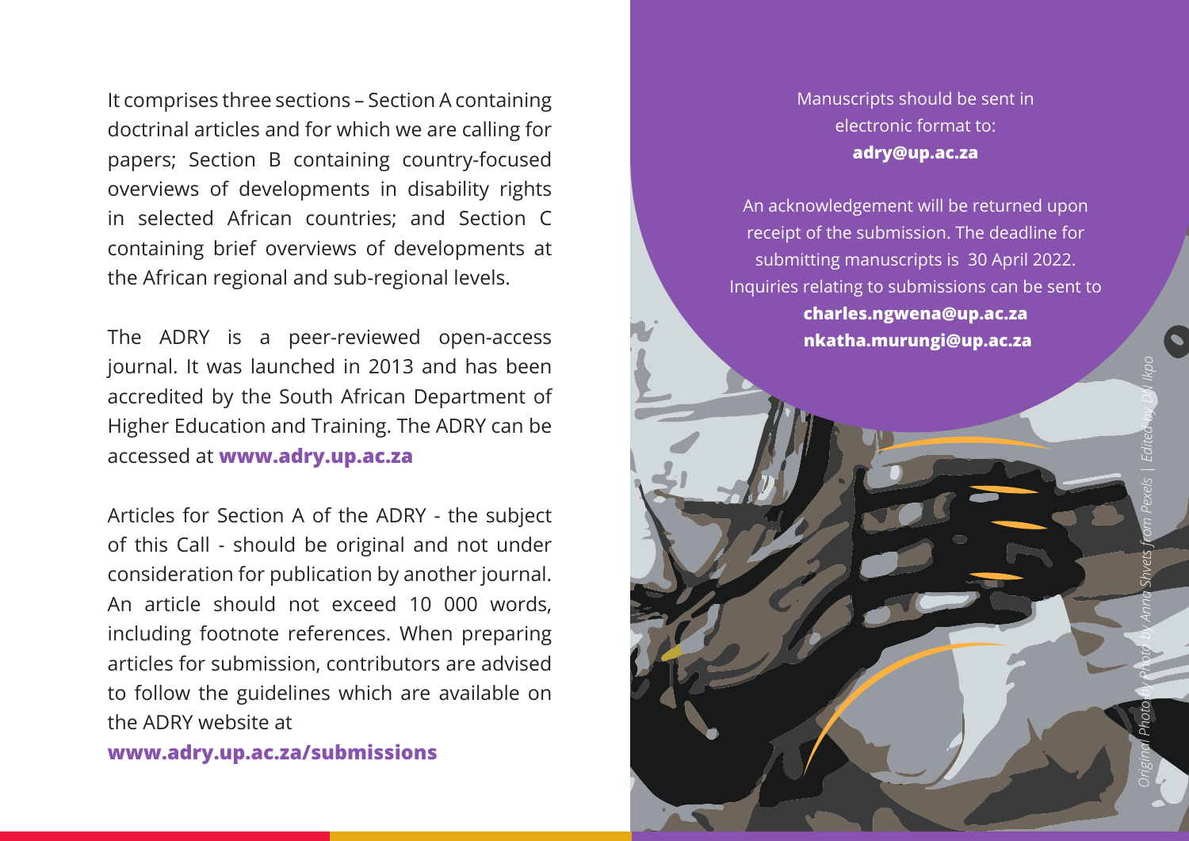It comprises three sections – Section A containing doctrinal articles and for which we are calling for papers; Section B containing country-focused overviews of developments in disability rights in selected African countries; and Section C containing brief overviews of developments at the African regional and sub-regional levels.

The ADRY is a peer-reviewed open-access journal. It was launched in 2013 and has been accredited by the South African Department of Higher Education and Training. The ADRY can be accessed at **www.adry.up.ac.za**

Articles for Section A of the ADRY - the subject of this Call - should be original and not under consideration for publication by another journal. An article should not exceed 10 000 words, including footnote references. When preparing articles for submission, contributors are advised to follow the guidelines which are available on the ADRY website at

**www.adry.up.ac.za/submissions**

Manuscripts should be sent in electronic format to:
**adry@up.ac.za**

An acknowledgement will be returned upon receipt of the submission. The deadline for submitting manuscripts is 30 April 2022. Inquiries relating to submissions can be sent to
**charles.ngwena@up.ac.za**
**nkatha.murungi@up.ac.za**

*Original Photo by Photo by Anna Shvets from Pexels | Edited by DN Ikpo*